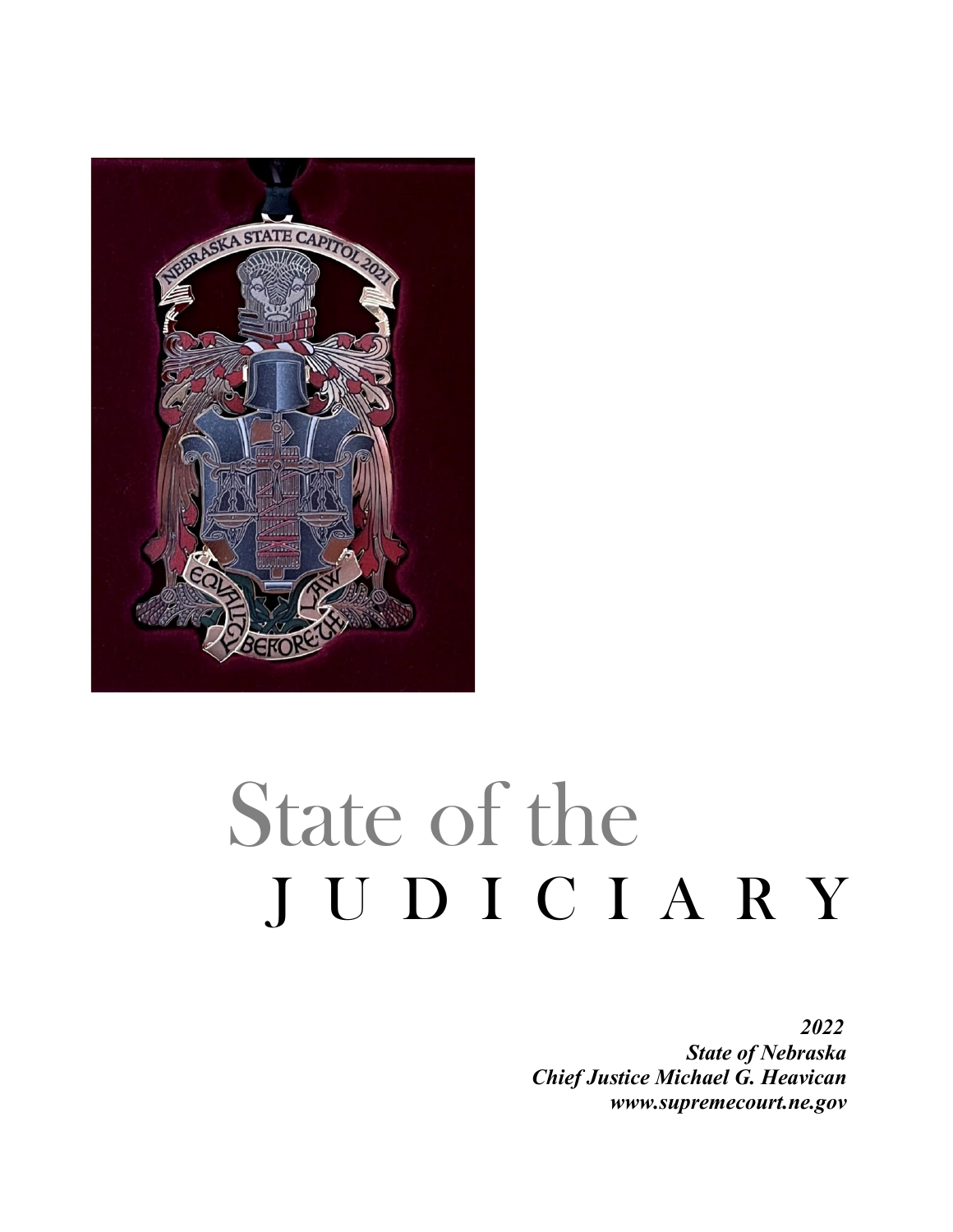# State of the JUDICIARY

***2022***
***State of Nebraska***
***Chief Justice Michael G. Heavican***
***www.supremecourt.ne.gov***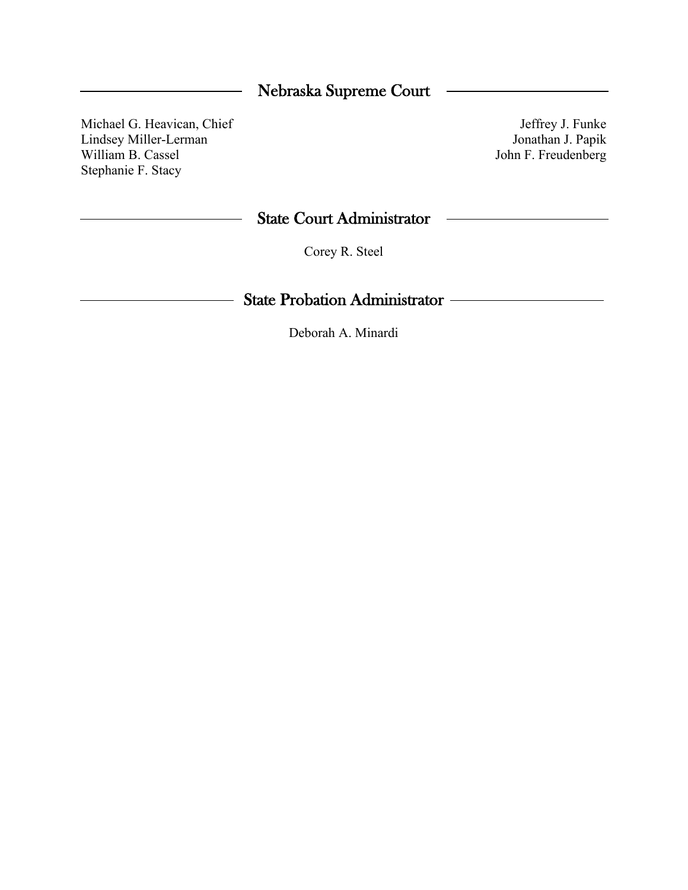## Nebraska Supreme Court

Michael G. Heavican, Chief
Lindsey Miller-Lerman
William B. Cassel
Stephanie F. Stacy
Jeffrey J. Funke
Jonathan J. Papik
John F. Freudenberg

## State Court Administrator

Corey R. Steel

## State Probation Administrator

Deborah A. Minardi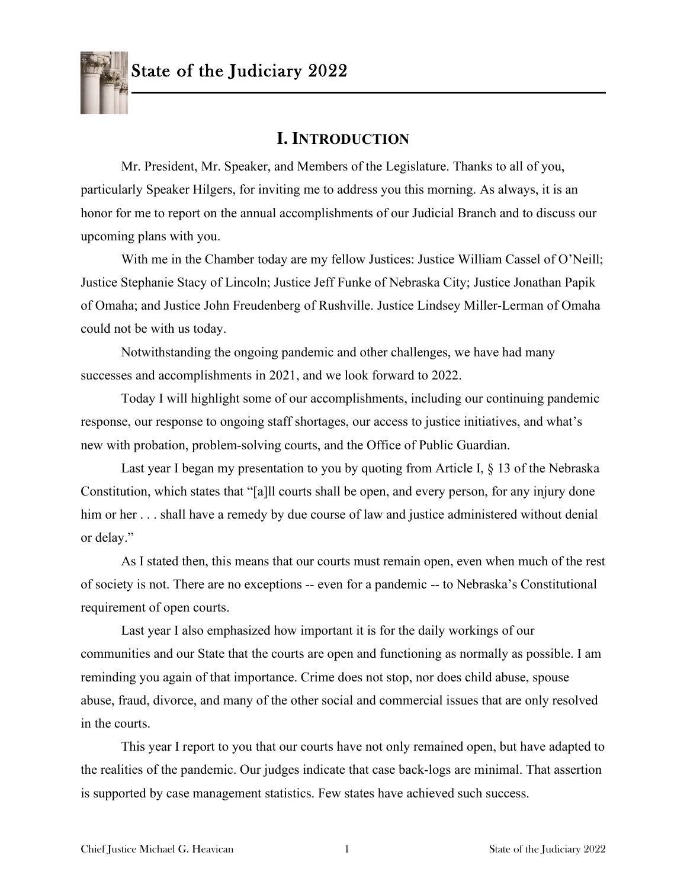## I. INTRODUCTION

Mr. President, Mr. Speaker, and Members of the Legislature. Thanks to all of you, particularly Speaker Hilgers, for inviting me to address you this morning. As always, it is an honor for me to report on the annual accomplishments of our Judicial Branch and to discuss our upcoming plans with you.

With me in the Chamber today are my fellow Justices: Justice William Cassel of O'Neill; Justice Stephanie Stacy of Lincoln; Justice Jeff Funke of Nebraska City; Justice Jonathan Papik of Omaha; and Justice John Freudenberg of Rushville. Justice Lindsey Miller-Lerman of Omaha could not be with us today.

Notwithstanding the ongoing pandemic and other challenges, we have had many successes and accomplishments in 2021, and we look forward to 2022.

Today I will highlight some of our accomplishments, including our continuing pandemic response, our response to ongoing staff shortages, our access to justice initiatives, and what's new with probation, problem-solving courts, and the Office of Public Guardian.

Last year I began my presentation to you by quoting from Article I, § 13 of the Nebraska Constitution, which states that "[a]ll courts shall be open, and every person, for any injury done him or her . . . shall have a remedy by due course of law and justice administered without denial or delay."

As I stated then, this means that our courts must remain open, even when much of the rest of society is not. There are no exceptions -- even for a pandemic -- to Nebraska's Constitutional requirement of open courts.

Last year I also emphasized how important it is for the daily workings of our communities and our State that the courts are open and functioning as normally as possible. I am reminding you again of that importance. Crime does not stop, nor does child abuse, spouse abuse, fraud, divorce, and many of the other social and commercial issues that are only resolved in the courts.

This year I report to you that our courts have not only remained open, but have adapted to the realities of the pandemic. Our judges indicate that case back-logs are minimal. That assertion is supported by case management statistics. Few states have achieved such success.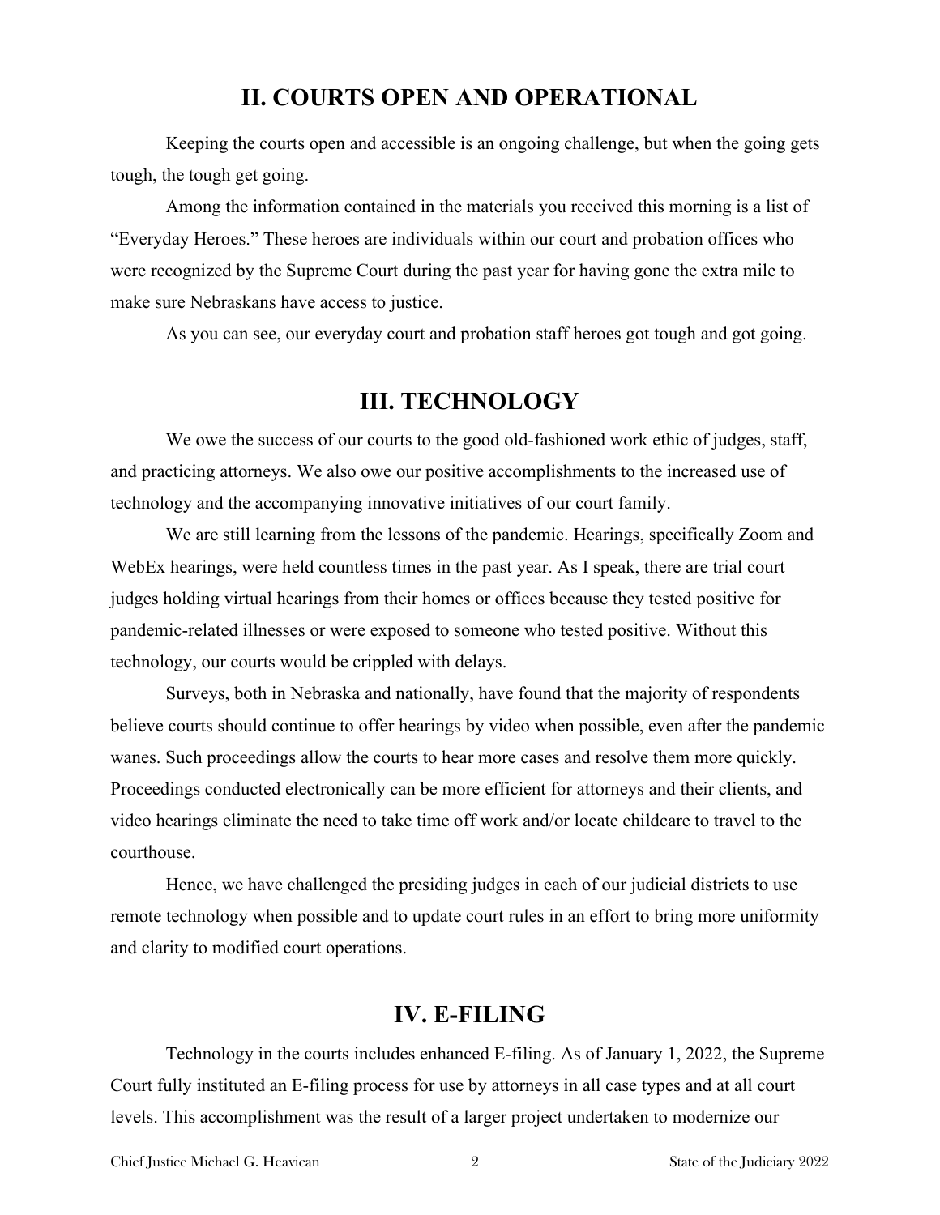## II. COURTS OPEN AND OPERATIONAL

Keeping the courts open and accessible is an ongoing challenge, but when the going gets tough, the tough get going.

Among the information contained in the materials you received this morning is a list of "Everyday Heroes." These heroes are individuals within our court and probation offices who were recognized by the Supreme Court during the past year for having gone the extra mile to make sure Nebraskans have access to justice.

As you can see, our everyday court and probation staff heroes got tough and got going.

## III. TECHNOLOGY

We owe the success of our courts to the good old-fashioned work ethic of judges, staff, and practicing attorneys. We also owe our positive accomplishments to the increased use of technology and the accompanying innovative initiatives of our court family.

We are still learning from the lessons of the pandemic. Hearings, specifically Zoom and WebEx hearings, were held countless times in the past year. As I speak, there are trial court judges holding virtual hearings from their homes or offices because they tested positive for pandemic-related illnesses or were exposed to someone who tested positive. Without this technology, our courts would be crippled with delays.

Surveys, both in Nebraska and nationally, have found that the majority of respondents believe courts should continue to offer hearings by video when possible, even after the pandemic wanes. Such proceedings allow the courts to hear more cases and resolve them more quickly. Proceedings conducted electronically can be more efficient for attorneys and their clients, and video hearings eliminate the need to take time off work and/or locate childcare to travel to the courthouse.

Hence, we have challenged the presiding judges in each of our judicial districts to use remote technology when possible and to update court rules in an effort to bring more uniformity and clarity to modified court operations.

## IV. E-FILING

Technology in the courts includes enhanced E-filing. As of January 1, 2022, the Supreme Court fully instituted an E-filing process for use by attorneys in all case types and at all court levels. This accomplishment was the result of a larger project undertaken to modernize our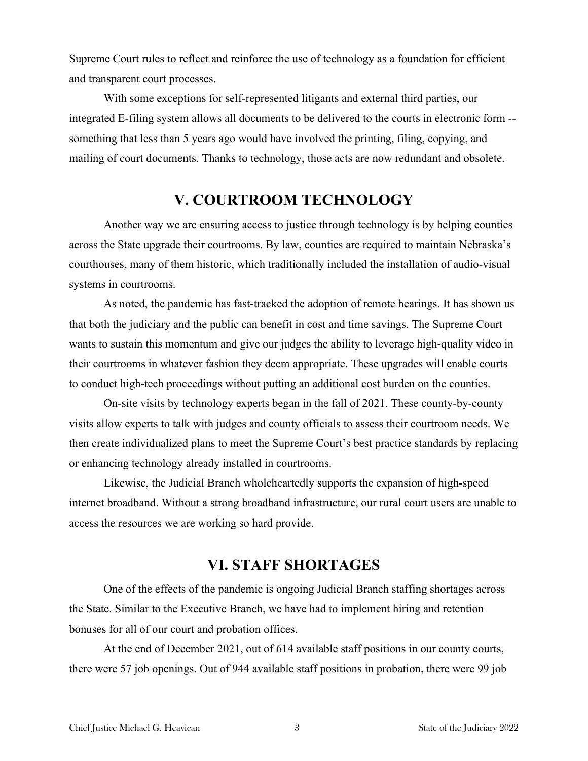Supreme Court rules to reflect and reinforce the use of technology as a foundation for efficient and transparent court processes.

With some exceptions for self-represented litigants and external third parties, our integrated E-filing system allows all documents to be delivered to the courts in electronic form -- something that less than 5 years ago would have involved the printing, filing, copying, and mailing of court documents. Thanks to technology, those acts are now redundant and obsolete.

## V. COURTROOM TECHNOLOGY

Another way we are ensuring access to justice through technology is by helping counties across the State upgrade their courtrooms. By law, counties are required to maintain Nebraska's courthouses, many of them historic, which traditionally included the installation of audio-visual systems in courtrooms.

As noted, the pandemic has fast-tracked the adoption of remote hearings. It has shown us that both the judiciary and the public can benefit in cost and time savings. The Supreme Court wants to sustain this momentum and give our judges the ability to leverage high-quality video in their courtrooms in whatever fashion they deem appropriate. These upgrades will enable courts to conduct high-tech proceedings without putting an additional cost burden on the counties.

On-site visits by technology experts began in the fall of 2021. These county-by-county visits allow experts to talk with judges and county officials to assess their courtroom needs. We then create individualized plans to meet the Supreme Court's best practice standards by replacing or enhancing technology already installed in courtrooms.

Likewise, the Judicial Branch wholeheartedly supports the expansion of high-speed internet broadband. Without a strong broadband infrastructure, our rural court users are unable to access the resources we are working so hard provide.

## VI. STAFF SHORTAGES

One of the effects of the pandemic is ongoing Judicial Branch staffing shortages across the State. Similar to the Executive Branch, we have had to implement hiring and retention bonuses for all of our court and probation offices.

At the end of December 2021, out of 614 available staff positions in our county courts, there were 57 job openings. Out of 944 available staff positions in probation, there were 99 job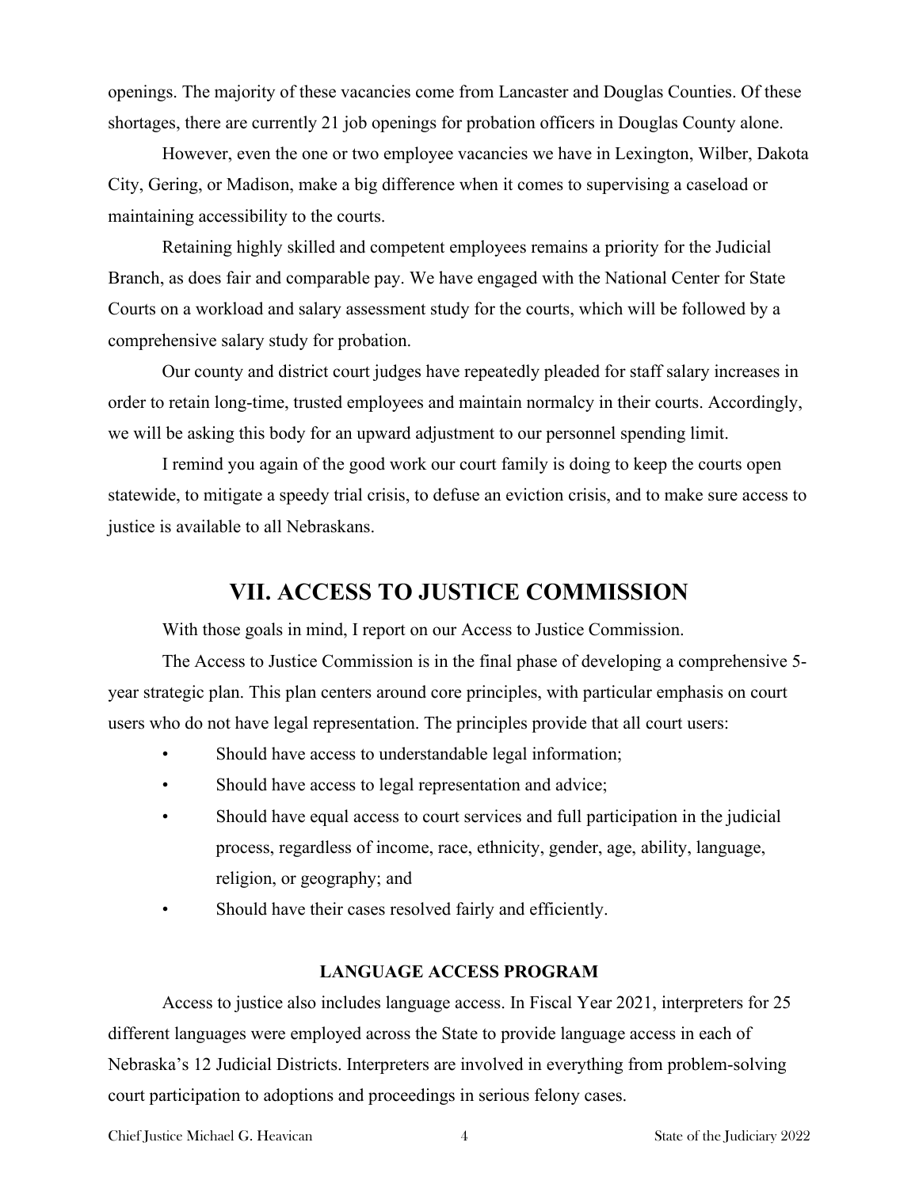openings. The majority of these vacancies come from Lancaster and Douglas Counties. Of these shortages, there are currently 21 job openings for probation officers in Douglas County alone.

However, even the one or two employee vacancies we have in Lexington, Wilber, Dakota City, Gering, or Madison, make a big difference when it comes to supervising a caseload or maintaining accessibility to the courts.

Retaining highly skilled and competent employees remains a priority for the Judicial Branch, as does fair and comparable pay. We have engaged with the National Center for State Courts on a workload and salary assessment study for the courts, which will be followed by a comprehensive salary study for probation.

Our county and district court judges have repeatedly pleaded for staff salary increases in order to retain long-time, trusted employees and maintain normalcy in their courts. Accordingly, we will be asking this body for an upward adjustment to our personnel spending limit.

I remind you again of the good work our court family is doing to keep the courts open statewide, to mitigate a speedy trial crisis, to defuse an eviction crisis, and to make sure access to justice is available to all Nebraskans.

## VII. ACCESS TO JUSTICE COMMISSION

With those goals in mind, I report on our Access to Justice Commission.

The Access to Justice Commission is in the final phase of developing a comprehensive 5-year strategic plan. This plan centers around core principles, with particular emphasis on court users who do not have legal representation. The principles provide that all court users:

- Should have access to understandable legal information;
- Should have access to legal representation and advice;
- Should have equal access to court services and full participation in the judicial process, regardless of income, race, ethnicity, gender, age, ability, language, religion, or geography; and
- Should have their cases resolved fairly and efficiently.

### LANGUAGE ACCESS PROGRAM

Access to justice also includes language access. In Fiscal Year 2021, interpreters for 25 different languages were employed across the State to provide language access in each of Nebraska's 12 Judicial Districts. Interpreters are involved in everything from problem-solving court participation to adoptions and proceedings in serious felony cases.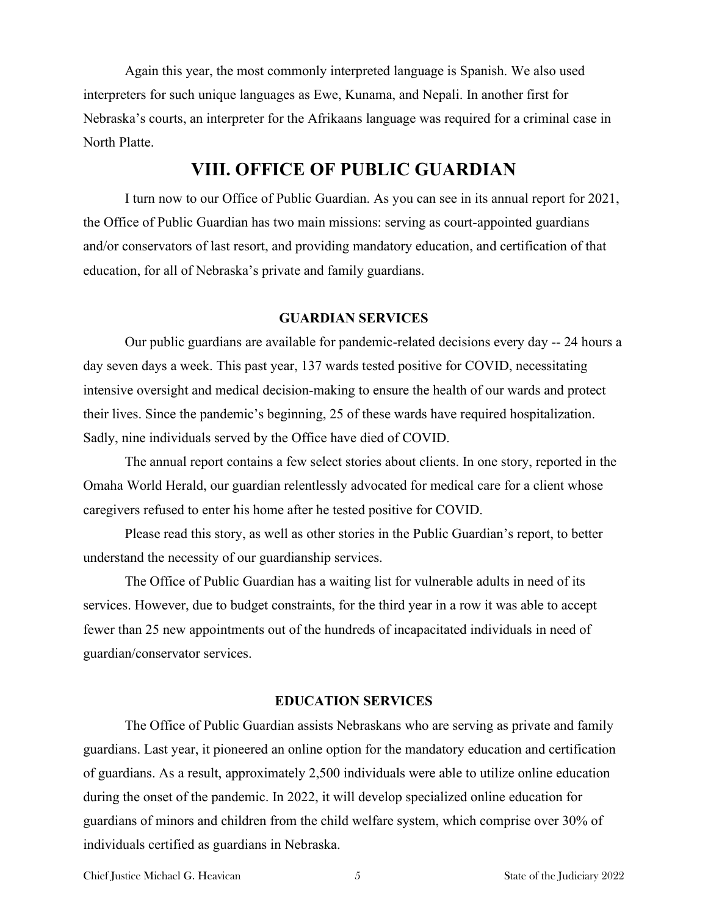Again this year, the most commonly interpreted language is Spanish. We also used interpreters for such unique languages as Ewe, Kunama, and Nepali. In another first for Nebraska's courts, an interpreter for the Afrikaans language was required for a criminal case in North Platte.

## VIII. OFFICE OF PUBLIC GUARDIAN

I turn now to our Office of Public Guardian. As you can see in its annual report for 2021, the Office of Public Guardian has two main missions: serving as court-appointed guardians and/or conservators of last resort, and providing mandatory education, and certification of that education, for all of Nebraska's private and family guardians.

### GUARDIAN SERVICES

Our public guardians are available for pandemic-related decisions every day -- 24 hours a day seven days a week. This past year, 137 wards tested positive for COVID, necessitating intensive oversight and medical decision-making to ensure the health of our wards and protect their lives. Since the pandemic's beginning, 25 of these wards have required hospitalization. Sadly, nine individuals served by the Office have died of COVID.

The annual report contains a few select stories about clients. In one story, reported in the Omaha World Herald, our guardian relentlessly advocated for medical care for a client whose caregivers refused to enter his home after he tested positive for COVID.

Please read this story, as well as other stories in the Public Guardian's report, to better understand the necessity of our guardianship services.

The Office of Public Guardian has a waiting list for vulnerable adults in need of its services. However, due to budget constraints, for the third year in a row it was able to accept fewer than 25 new appointments out of the hundreds of incapacitated individuals in need of guardian/conservator services.

### EDUCATION SERVICES

The Office of Public Guardian assists Nebraskans who are serving as private and family guardians. Last year, it pioneered an online option for the mandatory education and certification of guardians. As a result, approximately 2,500 individuals were able to utilize online education during the onset of the pandemic. In 2022, it will develop specialized online education for guardians of minors and children from the child welfare system, which comprise over 30% of individuals certified as guardians in Nebraska.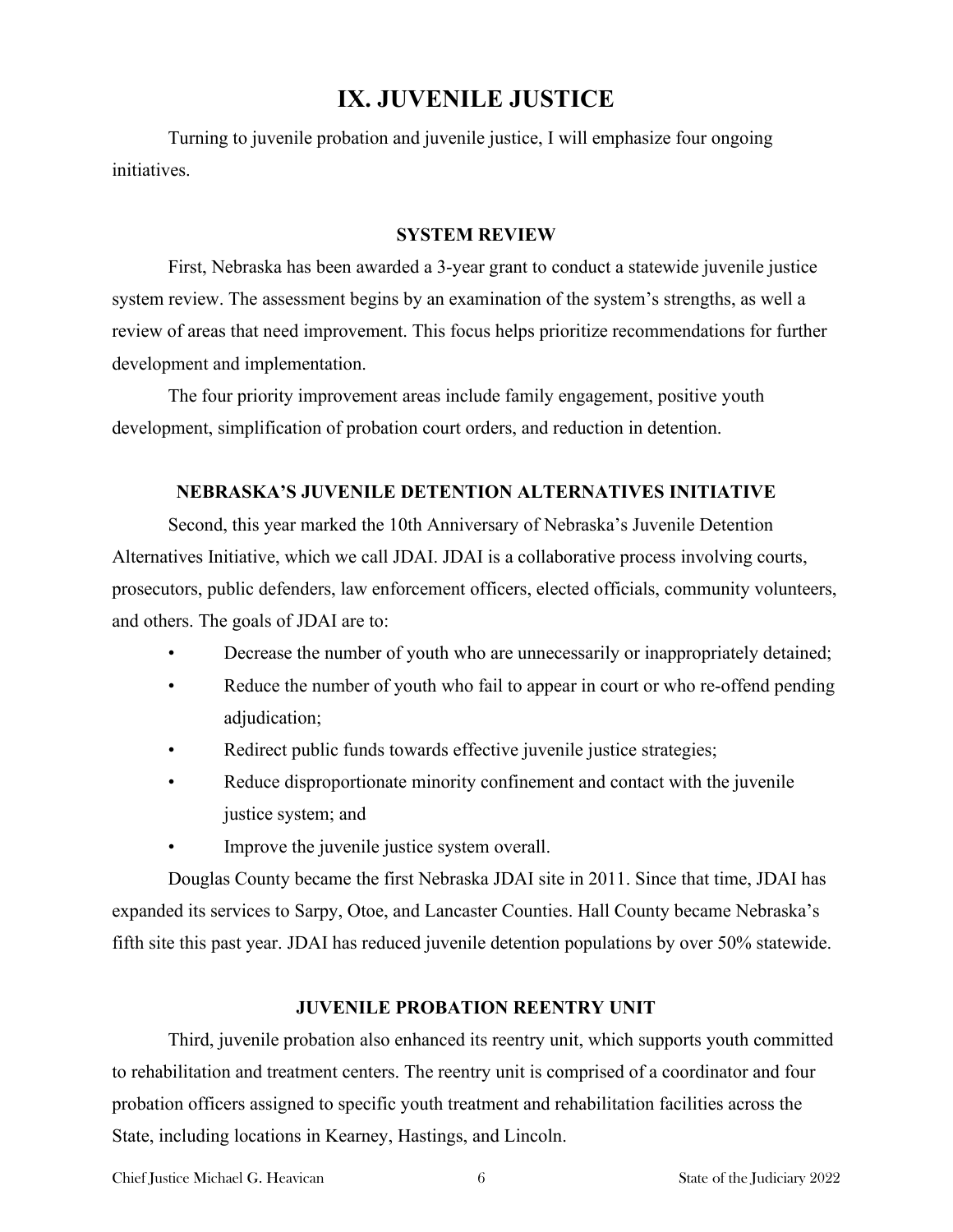# IX. JUVENILE JUSTICE

Turning to juvenile probation and juvenile justice, I will emphasize four ongoing initiatives.

### SYSTEM REVIEW

First, Nebraska has been awarded a 3-year grant to conduct a statewide juvenile justice system review. The assessment begins by an examination of the system's strengths, as well a review of areas that need improvement. This focus helps prioritize recommendations for further development and implementation.

The four priority improvement areas include family engagement, positive youth development, simplification of probation court orders, and reduction in detention.

### NEBRASKA'S JUVENILE DETENTION ALTERNATIVES INITIATIVE

Second, this year marked the 10th Anniversary of Nebraska's Juvenile Detention Alternatives Initiative, which we call JDAI. JDAI is a collaborative process involving courts, prosecutors, public defenders, law enforcement officers, elected officials, community volunteers, and others. The goals of JDAI are to:

- Decrease the number of youth who are unnecessarily or inappropriately detained;
- Reduce the number of youth who fail to appear in court or who re-offend pending adjudication;
- Redirect public funds towards effective juvenile justice strategies;
- Reduce disproportionate minority confinement and contact with the juvenile justice system; and
- Improve the juvenile justice system overall.

Douglas County became the first Nebraska JDAI site in 2011. Since that time, JDAI has expanded its services to Sarpy, Otoe, and Lancaster Counties. Hall County became Nebraska's fifth site this past year. JDAI has reduced juvenile detention populations by over 50% statewide.

### JUVENILE PROBATION REENTRY UNIT

Third, juvenile probation also enhanced its reentry unit, which supports youth committed to rehabilitation and treatment centers. The reentry unit is comprised of a coordinator and four probation officers assigned to specific youth treatment and rehabilitation facilities across the State, including locations in Kearney, Hastings, and Lincoln.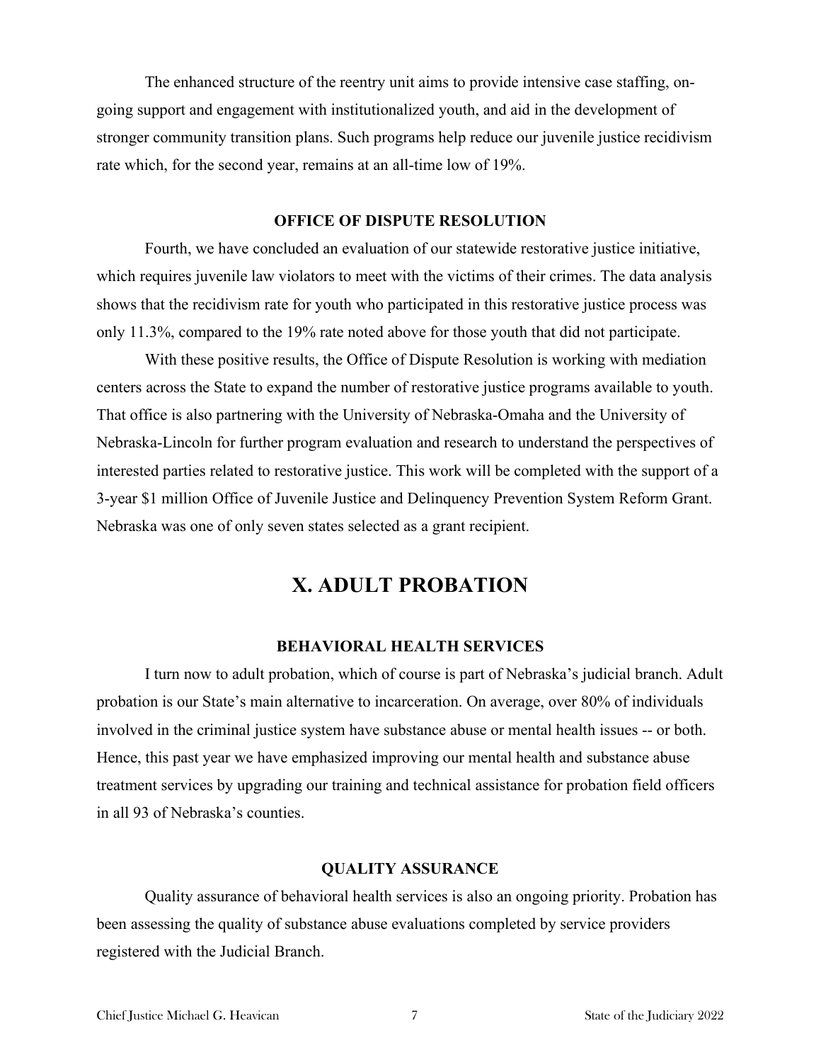The enhanced structure of the reentry unit aims to provide intensive case staffing, on-going support and engagement with institutionalized youth, and aid in the development of stronger community transition plans. Such programs help reduce our juvenile justice recidivism rate which, for the second year, remains at an all-time low of 19%.

### OFFICE OF DISPUTE RESOLUTION

Fourth, we have concluded an evaluation of our statewide restorative justice initiative, which requires juvenile law violators to meet with the victims of their crimes. The data analysis shows that the recidivism rate for youth who participated in this restorative justice process was only 11.3%, compared to the 19% rate noted above for those youth that did not participate.

With these positive results, the Office of Dispute Resolution is working with mediation centers across the State to expand the number of restorative justice programs available to youth. That office is also partnering with the University of Nebraska-Omaha and the University of Nebraska-Lincoln for further program evaluation and research to understand the perspectives of interested parties related to restorative justice. This work will be completed with the support of a 3-year $1 million Office of Juvenile Justice and Delinquency Prevention System Reform Grant. Nebraska was one of only seven states selected as a grant recipient.

## X. ADULT PROBATION

### BEHAVIORAL HEALTH SERVICES

I turn now to adult probation, which of course is part of Nebraska's judicial branch. Adult probation is our State's main alternative to incarceration. On average, over 80% of individuals involved in the criminal justice system have substance abuse or mental health issues -- or both. Hence, this past year we have emphasized improving our mental health and substance abuse treatment services by upgrading our training and technical assistance for probation field officers in all 93 of Nebraska's counties.

### QUALITY ASSURANCE

Quality assurance of behavioral health services is also an ongoing priority. Probation has been assessing the quality of substance abuse evaluations completed by service providers registered with the Judicial Branch.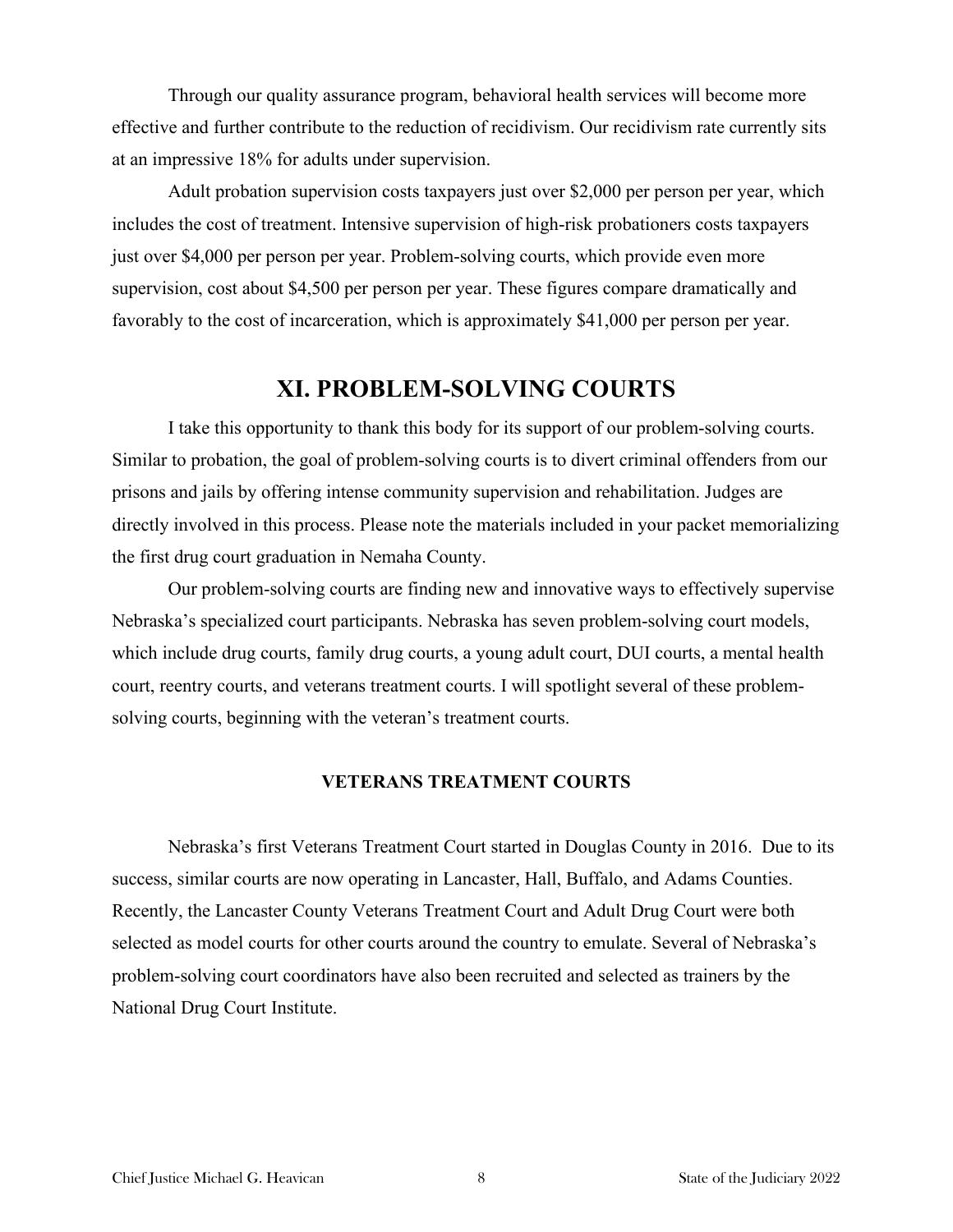Through our quality assurance program, behavioral health services will become more effective and further contribute to the reduction of recidivism. Our recidivism rate currently sits at an impressive 18% for adults under supervision.

Adult probation supervision costs taxpayers just over $2,000 per person per year, which includes the cost of treatment. Intensive supervision of high-risk probationers costs taxpayers just over $4,000 per person per year. Problem-solving courts, which provide even more supervision, cost about $4,500 per person per year. These figures compare dramatically and favorably to the cost of incarceration, which is approximately $41,000 per person per year.

## XI. PROBLEM-SOLVING COURTS

I take this opportunity to thank this body for its support of our problem-solving courts. Similar to probation, the goal of problem-solving courts is to divert criminal offenders from our prisons and jails by offering intense community supervision and rehabilitation. Judges are directly involved in this process. Please note the materials included in your packet memorializing the first drug court graduation in Nemaha County.

Our problem-solving courts are finding new and innovative ways to effectively supervise Nebraska's specialized court participants. Nebraska has seven problem-solving court models, which include drug courts, family drug courts, a young adult court, DUI courts, a mental health court, reentry courts, and veterans treatment courts. I will spotlight several of these problem-solving courts, beginning with the veteran's treatment courts.

### VETERANS TREATMENT COURTS

Nebraska's first Veterans Treatment Court started in Douglas County in 2016. Due to its success, similar courts are now operating in Lancaster, Hall, Buffalo, and Adams Counties. Recently, the Lancaster County Veterans Treatment Court and Adult Drug Court were both selected as model courts for other courts around the country to emulate. Several of Nebraska's problem-solving court coordinators have also been recruited and selected as trainers by the National Drug Court Institute.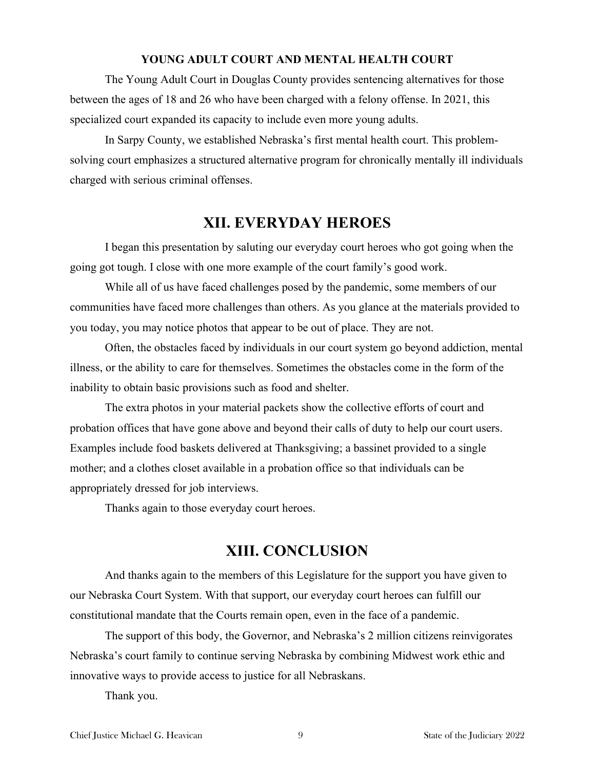### YOUNG ADULT COURT AND MENTAL HEALTH COURT

The Young Adult Court in Douglas County provides sentencing alternatives for those between the ages of 18 and 26 who have been charged with a felony offense. In 2021, this specialized court expanded its capacity to include even more young adults.

In Sarpy County, we established Nebraska's first mental health court. This problem-solving court emphasizes a structured alternative program for chronically mentally ill individuals charged with serious criminal offenses.

## XII. EVERYDAY HEROES

I began this presentation by saluting our everyday court heroes who got going when the going got tough. I close with one more example of the court family's good work.

While all of us have faced challenges posed by the pandemic, some members of our communities have faced more challenges than others. As you glance at the materials provided to you today, you may notice photos that appear to be out of place. They are not.

Often, the obstacles faced by individuals in our court system go beyond addiction, mental illness, or the ability to care for themselves. Sometimes the obstacles come in the form of the inability to obtain basic provisions such as food and shelter.

The extra photos in your material packets show the collective efforts of court and probation offices that have gone above and beyond their calls of duty to help our court users. Examples include food baskets delivered at Thanksgiving; a bassinet provided to a single mother; and a clothes closet available in a probation office so that individuals can be appropriately dressed for job interviews.

Thanks again to those everyday court heroes.

## XIII. CONCLUSION

And thanks again to the members of this Legislature for the support you have given to our Nebraska Court System. With that support, our everyday court heroes can fulfill our constitutional mandate that the Courts remain open, even in the face of a pandemic.

The support of this body, the Governor, and Nebraska's 2 million citizens reinvigorates Nebraska's court family to continue serving Nebraska by combining Midwest work ethic and innovative ways to provide access to justice for all Nebraskans.

Thank you.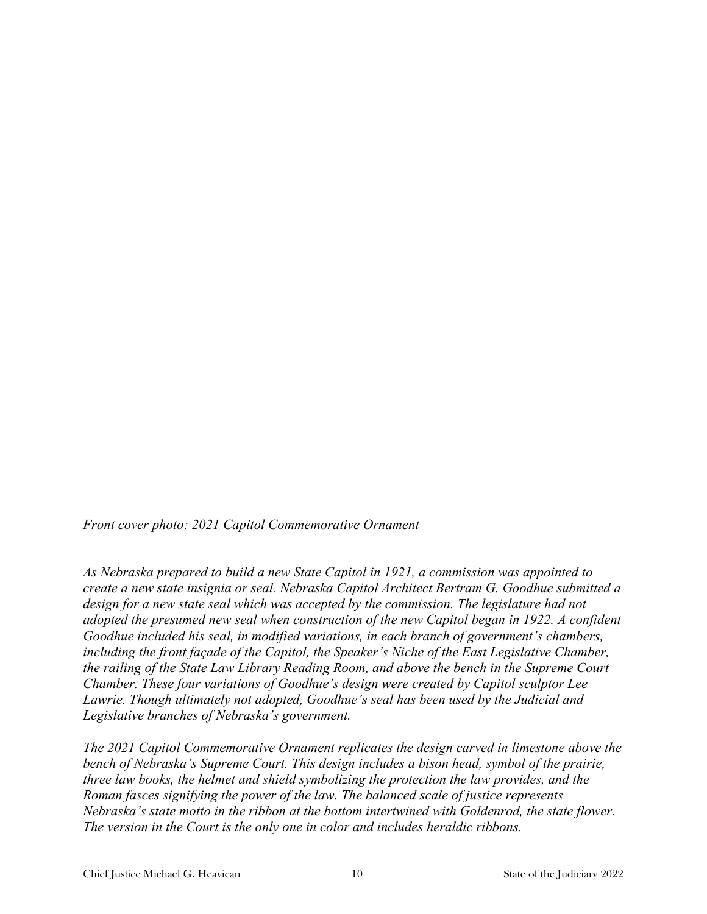*Front cover photo: 2021 Capitol Commemorative Ornament*

*As Nebraska prepared to build a new State Capitol in 1921, a commission was appointed to create a new state insignia or seal. Nebraska Capitol Architect Bertram G. Goodhue submitted a design for a new state seal which was accepted by the commission. The legislature had not adopted the presumed new seal when construction of the new Capitol began in 1922. A confident Goodhue included his seal, in modified variations, in each branch of government's chambers, including the front façade of the Capitol, the Speaker's Niche of the East Legislative Chamber, the railing of the State Law Library Reading Room, and above the bench in the Supreme Court Chamber. These four variations of Goodhue's design were created by Capitol sculptor Lee Lawrie. Though ultimately not adopted, Goodhue's seal has been used by the Judicial and Legislative branches of Nebraska's government.*

*The 2021 Capitol Commemorative Ornament replicates the design carved in limestone above the bench of Nebraska's Supreme Court. This design includes a bison head, symbol of the prairie, three law books, the helmet and shield symbolizing the protection the law provides, and the Roman fasces signifying the power of the law. The balanced scale of justice represents Nebraska's state motto in the ribbon at the bottom intertwined with Goldenrod, the state flower. The version in the Court is the only one in color and includes heraldic ribbons.*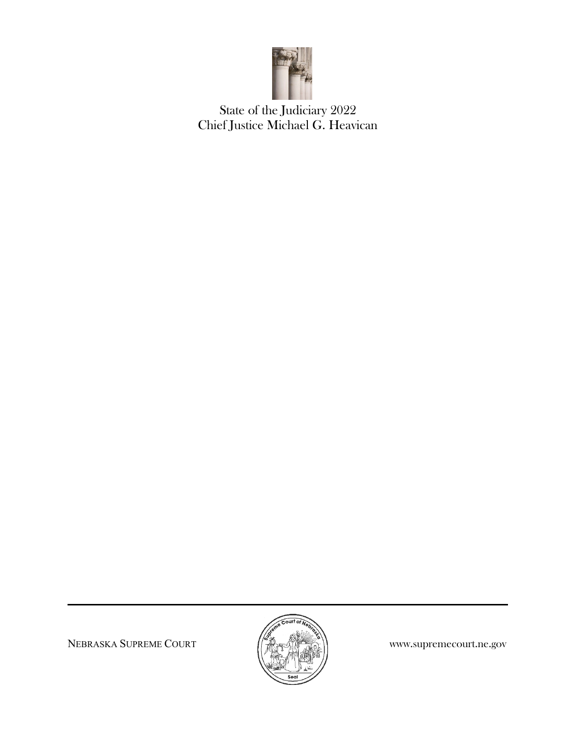State of the Judiciary 2022
Chief Justice Michael G. Heavican

NEBRASKA SUPREME COURT

www.supremecourt.ne.gov